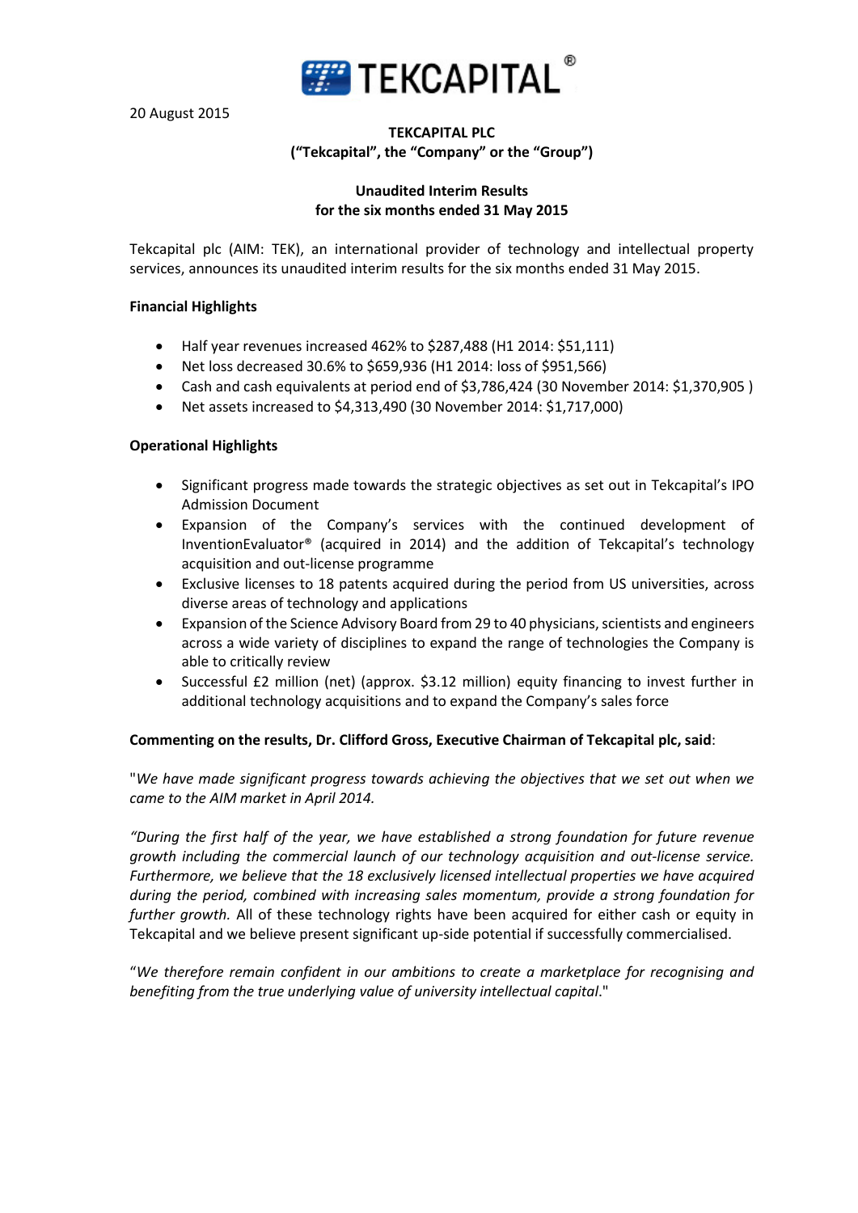20 August 2015

**TEKCAPITAL PLC**
**("Tekcapital", the "Company" or the "Group")**

**Unaudited Interim Results**
**for the six months ended 31 May 2015**

Tekcapital plc (AIM: TEK), an international provider of technology and intellectual property services, announces its unaudited interim results for the six months ended 31 May 2015.

**Financial Highlights**

- Half year revenues increased 462% to $287,488 (H1 2014: $51,111)
- Net loss decreased 30.6% to $659,936 (H1 2014: loss of $951,566)
- Cash and cash equivalents at period end of $3,786,424 (30 November 2014: $1,370,905 )
- Net assets increased to $4,313,490 (30 November 2014: $1,717,000)

**Operational Highlights**

- Significant progress made towards the strategic objectives as set out in Tekcapital's IPO Admission Document
- Expansion of the Company's services with the continued development of InventionEvaluator® (acquired in 2014) and the addition of Tekcapital's technology acquisition and out-license programme
- Exclusive licenses to 18 patents acquired during the period from US universities, across diverse areas of technology and applications
- Expansion of the Science Advisory Board from 29 to 40 physicians, scientists and engineers across a wide variety of disciplines to expand the range of technologies the Company is able to critically review
- Successful £2 million (net) (approx. $3.12 million) equity financing to invest further in additional technology acquisitions and to expand the Company's sales force

**Commenting on the results, Dr. Clifford Gross, Executive Chairman of Tekcapital plc, said**:

"*We have made significant progress towards achieving the objectives that we set out when we came to the AIM market in April 2014.*

*"During the first half of the year, we have established a strong foundation for future revenue growth including the commercial launch of our technology acquisition and out-license service. Furthermore, we believe that the 18 exclusively licensed intellectual properties we have acquired during the period, combined with increasing sales momentum, provide a strong foundation for further growth.* All of these technology rights have been acquired for either cash or equity in Tekcapital and we believe present significant up-side potential if successfully commercialised.

"*We therefore remain confident in our ambitions to create a marketplace for recognising and benefiting from the true underlying value of university intellectual capital*."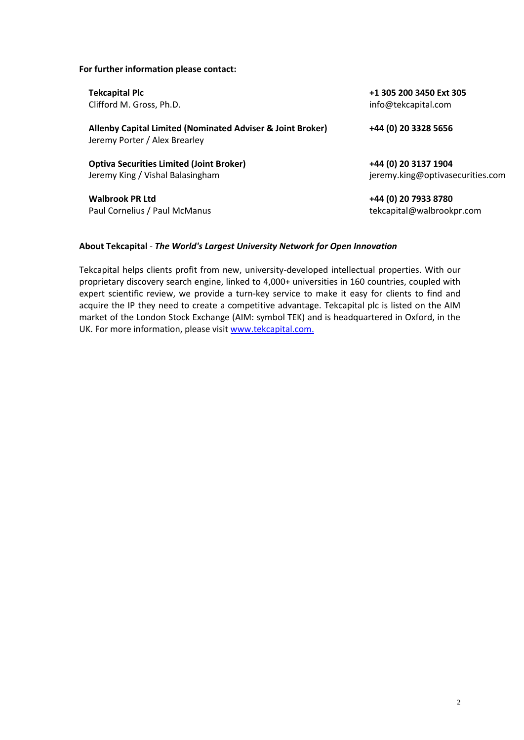**For further information please contact:**

| | |
|---|---|
| **Tekcapital Plc**<br>Clifford M. Gross, Ph.D. | **+1 305 200 3450 Ext 305**<br>info@tekcapital.com |
| **Allenby Capital Limited (Nominated Adviser & Joint Broker)**<br>Jeremy Porter / Alex Brearley | **+44 (0) 20 3328 5656** |
| **Optiva Securities Limited (Joint Broker)**<br>Jeremy King / Vishal Balasingham | **+44 (0) 20 3137 1904**<br>jeremy.king@optivasecurities.com |
| **Walbrook PR Ltd**<br>Paul Cornelius / Paul McManus | **+44 (0) 20 7933 8780**<br>tekcapital@walbrookpr.com |

**About Tekcapital** - ***The World's Largest University Network for Open Innovation***

Tekcapital helps clients profit from new, university-developed intellectual properties. With our proprietary discovery search engine, linked to 4,000+ universities in 160 countries, coupled with expert scientific review, we provide a turn-key service to make it easy for clients to find and acquire the IP they need to create a competitive advantage. Tekcapital plc is listed on the AIM market of the London Stock Exchange (AIM: symbol TEK) and is headquartered in Oxford, in the UK. For more information, please visit [www.tekcapital.com.](http://www.tekcapital.com)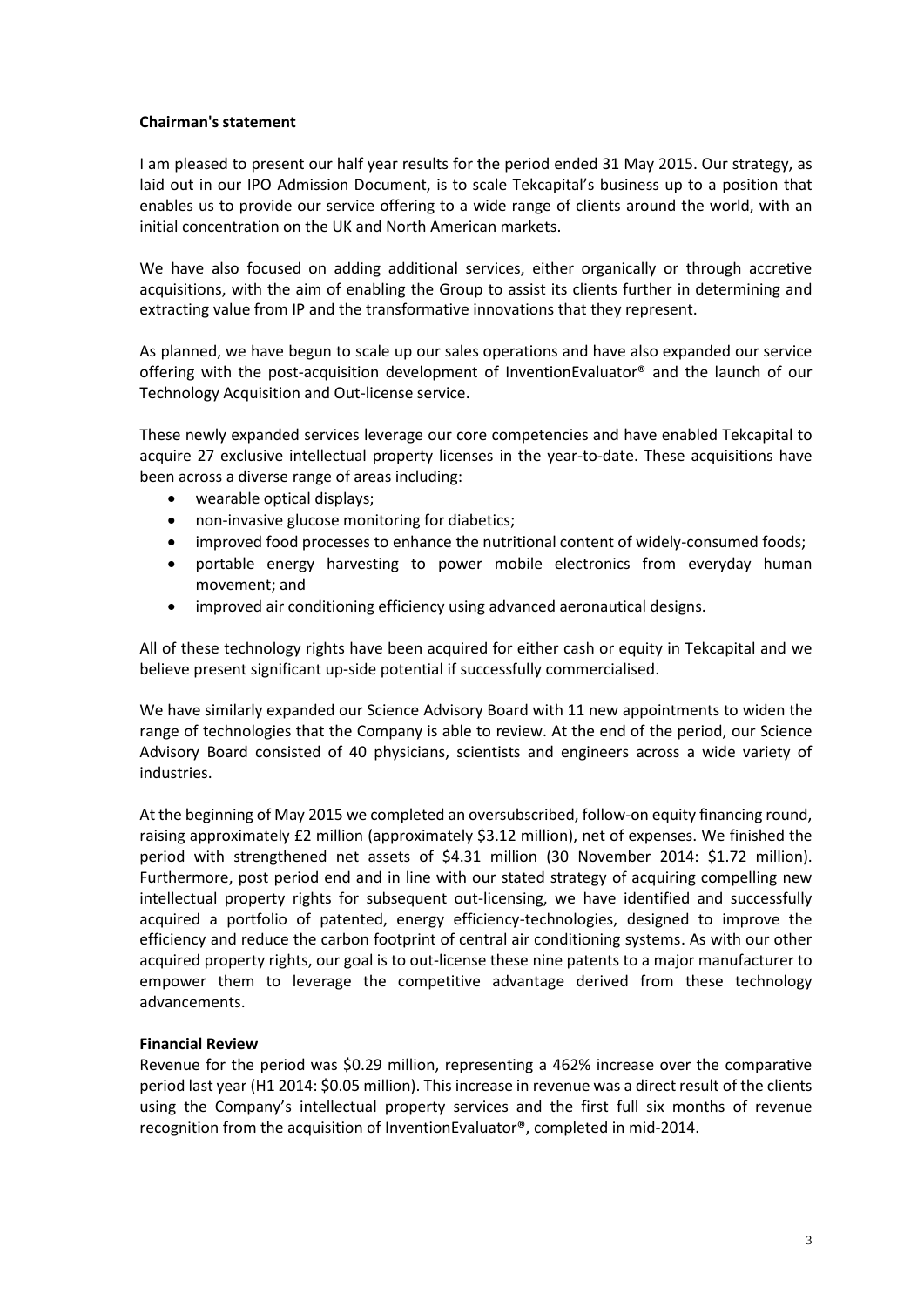**Chairman's statement**

I am pleased to present our half year results for the period ended 31 May 2015. Our strategy, as laid out in our IPO Admission Document, is to scale Tekcapital's business up to a position that enables us to provide our service offering to a wide range of clients around the world, with an initial concentration on the UK and North American markets.

We have also focused on adding additional services, either organically or through accretive acquisitions, with the aim of enabling the Group to assist its clients further in determining and extracting value from IP and the transformative innovations that they represent.

As planned, we have begun to scale up our sales operations and have also expanded our service offering with the post-acquisition development of InventionEvaluator® and the launch of our Technology Acquisition and Out-license service.

These newly expanded services leverage our core competencies and have enabled Tekcapital to acquire 27 exclusive intellectual property licenses in the year-to-date. These acquisitions have been across a diverse range of areas including:

- wearable optical displays;
- non-invasive glucose monitoring for diabetics;
- improved food processes to enhance the nutritional content of widely-consumed foods;
- portable energy harvesting to power mobile electronics from everyday human movement; and
- improved air conditioning efficiency using advanced aeronautical designs.

All of these technology rights have been acquired for either cash or equity in Tekcapital and we believe present significant up-side potential if successfully commercialised.

We have similarly expanded our Science Advisory Board with 11 new appointments to widen the range of technologies that the Company is able to review. At the end of the period, our Science Advisory Board consisted of 40 physicians, scientists and engineers across a wide variety of industries.

At the beginning of May 2015 we completed an oversubscribed, follow-on equity financing round, raising approximately £2 million (approximately $3.12 million), net of expenses. We finished the period with strengthened net assets of $4.31 million (30 November 2014: $1.72 million). Furthermore, post period end and in line with our stated strategy of acquiring compelling new intellectual property rights for subsequent out-licensing, we have identified and successfully acquired a portfolio of patented, energy efficiency-technologies, designed to improve the efficiency and reduce the carbon footprint of central air conditioning systems. As with our other acquired property rights, our goal is to out-license these nine patents to a major manufacturer to empower them to leverage the competitive advantage derived from these technology advancements.

**Financial Review**

Revenue for the period was $0.29 million, representing a 462% increase over the comparative period last year (H1 2014: $0.05 million). This increase in revenue was a direct result of the clients using the Company's intellectual property services and the first full six months of revenue recognition from the acquisition of InventionEvaluator®, completed in mid-2014.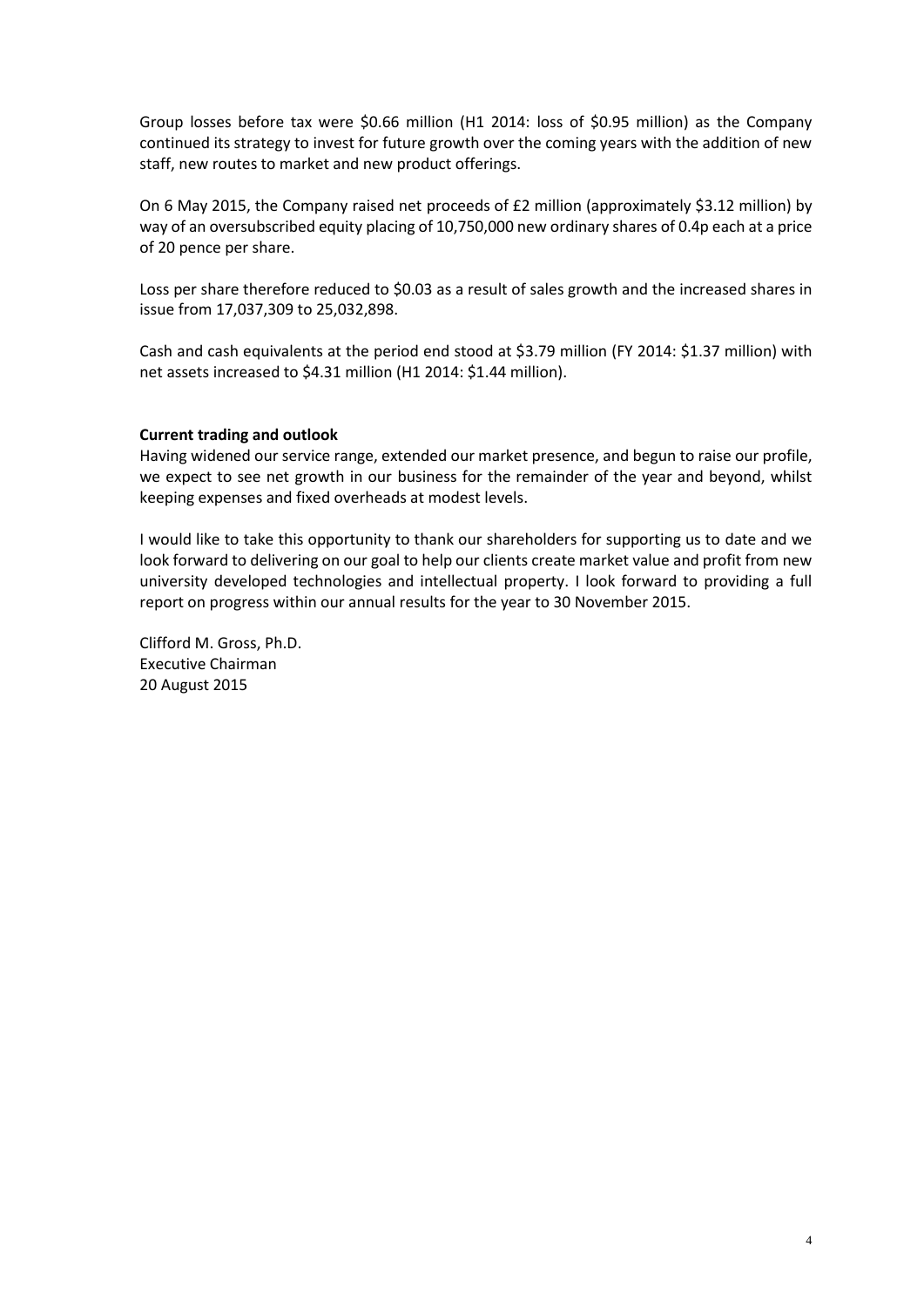Group losses before tax were $0.66 million (H1 2014: loss of $0.95 million) as the Company continued its strategy to invest for future growth over the coming years with the addition of new staff, new routes to market and new product offerings.

On 6 May 2015, the Company raised net proceeds of £2 million (approximately $3.12 million) by way of an oversubscribed equity placing of 10,750,000 new ordinary shares of 0.4p each at a price of 20 pence per share.

Loss per share therefore reduced to $0.03 as a result of sales growth and the increased shares in issue from 17,037,309 to 25,032,898.

Cash and cash equivalents at the period end stood at $3.79 million (FY 2014: $1.37 million) with net assets increased to $4.31 million (H1 2014: $1.44 million).

**Current trading and outlook**

Having widened our service range, extended our market presence, and begun to raise our profile, we expect to see net growth in our business for the remainder of the year and beyond, whilst keeping expenses and fixed overheads at modest levels.

I would like to take this opportunity to thank our shareholders for supporting us to date and we look forward to delivering on our goal to help our clients create market value and profit from new university developed technologies and intellectual property. I look forward to providing a full report on progress within our annual results for the year to 30 November 2015.

Clifford M. Gross, Ph.D.
Executive Chairman
20 August 2015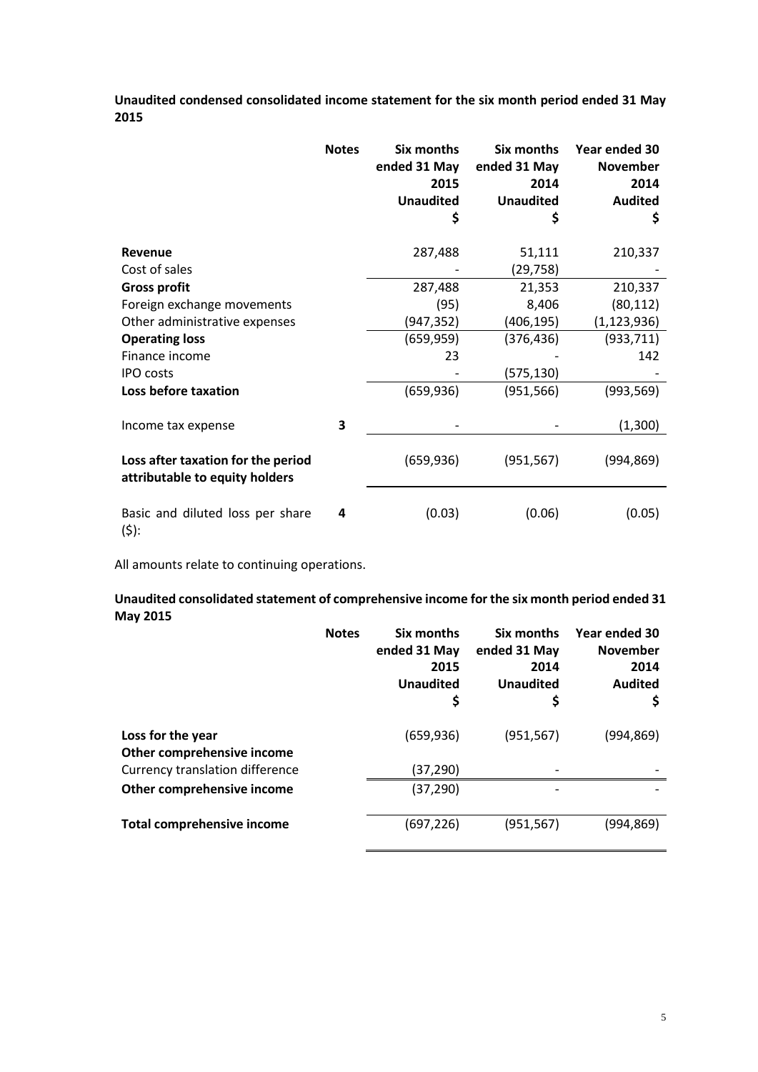**Unaudited condensed consolidated income statement for the six month period ended 31 May 2015**

| | Notes | Six months ended 31 May 2015 Unaudited $ | Six months ended 31 May 2014 Unaudited $ | Year ended 30 November 2014 Audited $ |
|---|---|---|---|---|
| **Revenue** | | 287,488 | 51,111 | 210,337 |
| Cost of sales | | - | (29,758) | - |
| **Gross profit** | | 287,488 | 21,353 | 210,337 |
| Foreign exchange movements | | (95) | 8,406 | (80,112) |
| Other administrative expenses | | (947,352) | (406,195) | (1,123,936) |
| **Operating loss** | | (659,959) | (376,436) | (933,711) |
| Finance income | | 23 | - | 142 |
| IPO costs | | - | (575,130) | - |
| **Loss before taxation** | | (659,936) | (951,566) | (993,569) |
| Income tax expense | 3 | - | - | (1,300) |
| **Loss after taxation for the period attributable to equity holders** | | (659,936) | (951,567) | (994,869) |
| Basic and diluted loss per share ($): | 4 | (0.03) | (0.06) | (0.05) |

All amounts relate to continuing operations.

**Unaudited consolidated statement of comprehensive income for the six month period ended 31 May 2015**

| | Notes | Six months ended 31 May 2015 Unaudited $ | Six months ended 31 May 2014 Unaudited $ | Year ended 30 November 2014 Audited $ |
|---|---|---|---|---|
| **Loss for the year** | | (659,936) | (951,567) | (994,869) |
| **Other comprehensive income** | | | | |
| Currency translation difference | | (37,290) | - | - |
| **Other comprehensive income** | | (37,290) | - | - |
| **Total comprehensive income** | | (697,226) | (951,567) | (994,869) |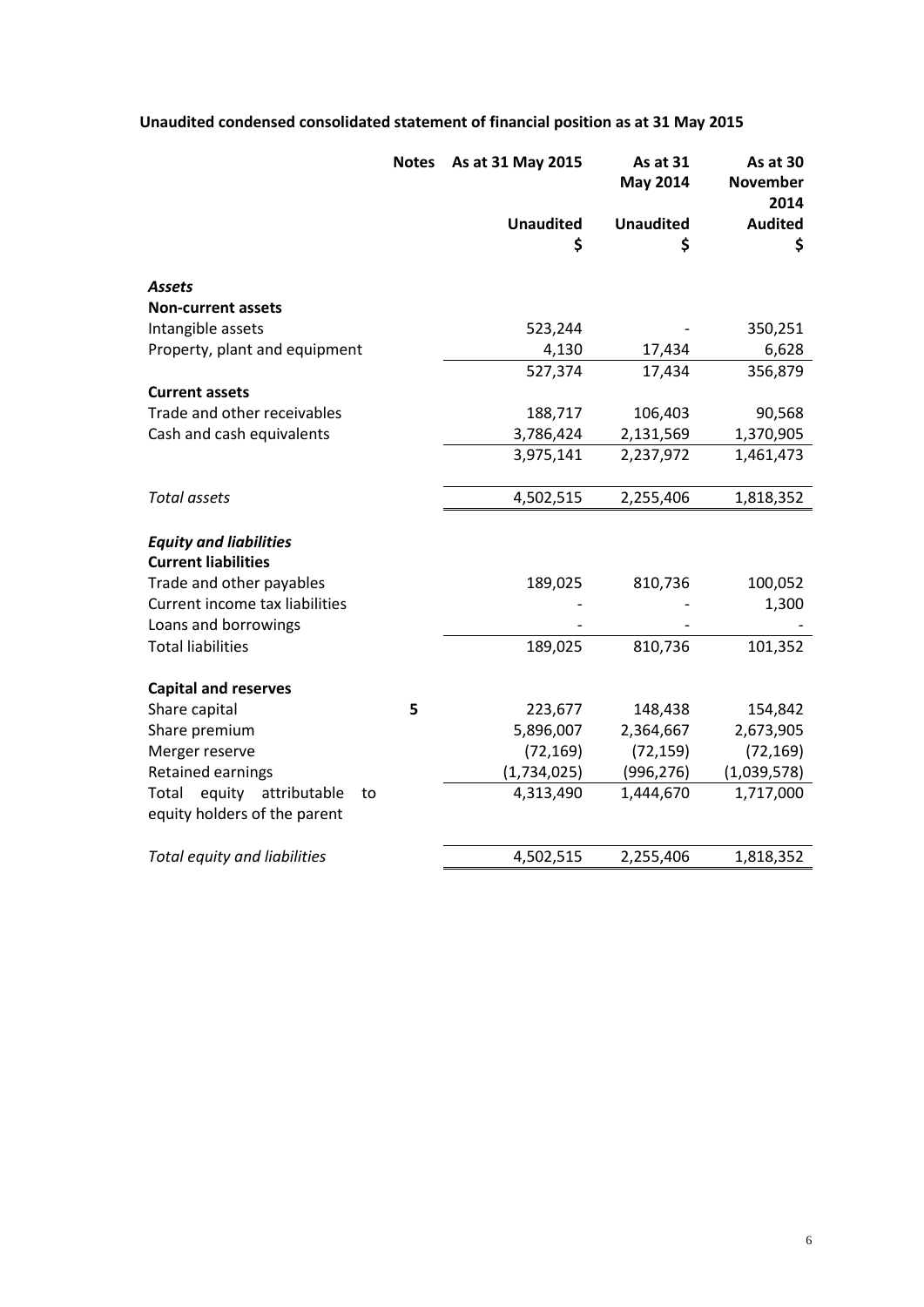**Unaudited condensed consolidated statement of financial position as at 31 May 2015**

| | Notes | As at 31 May 2015 | As at 31 May 2014 | As at 30 November 2014 |
|---|---|---|---|---|
| | | **Unaudited** | **Unaudited** | **Audited** |
| | | **$** | **$** | **$** |
| ***Assets*** | | | | |
| **Non-current assets** | | | | |
| Intangible assets | | 523,244 | - | 350,251 |
| Property, plant and equipment | | 4,130 | 17,434 | 6,628 |
| | | 527,374 | 17,434 | 356,879 |
| **Current assets** | | | | |
| Trade and other receivables | | 188,717 | 106,403 | 90,568 |
| Cash and cash equivalents | | 3,786,424 | 2,131,569 | 1,370,905 |
| | | 3,975,141 | 2,237,972 | 1,461,473 |
| *Total assets* | | 4,502,515 | 2,255,406 | 1,818,352 |
| ***Equity and liabilities*** | | | | |
| **Current liabilities** | | | | |
| Trade and other payables | | 189,025 | 810,736 | 100,052 |
| Current income tax liabilities | | - | - | 1,300 |
| Loans and borrowings | | - | - | - |
| Total liabilities | | 189,025 | 810,736 | 101,352 |
| **Capital and reserves** | | | | |
| Share capital | **5** | 223,677 | 148,438 | 154,842 |
| Share premium | | 5,896,007 | 2,364,667 | 2,673,905 |
| Merger reserve | | (72,169) | (72,159) | (72,169) |
| Retained earnings | | (1,734,025) | (996,276) | (1,039,578) |
| Total equity attributable to equity holders of the parent | | 4,313,490 | 1,444,670 | 1,717,000 |
| *Total equity and liabilities* | | 4,502,515 | 2,255,406 | 1,818,352 |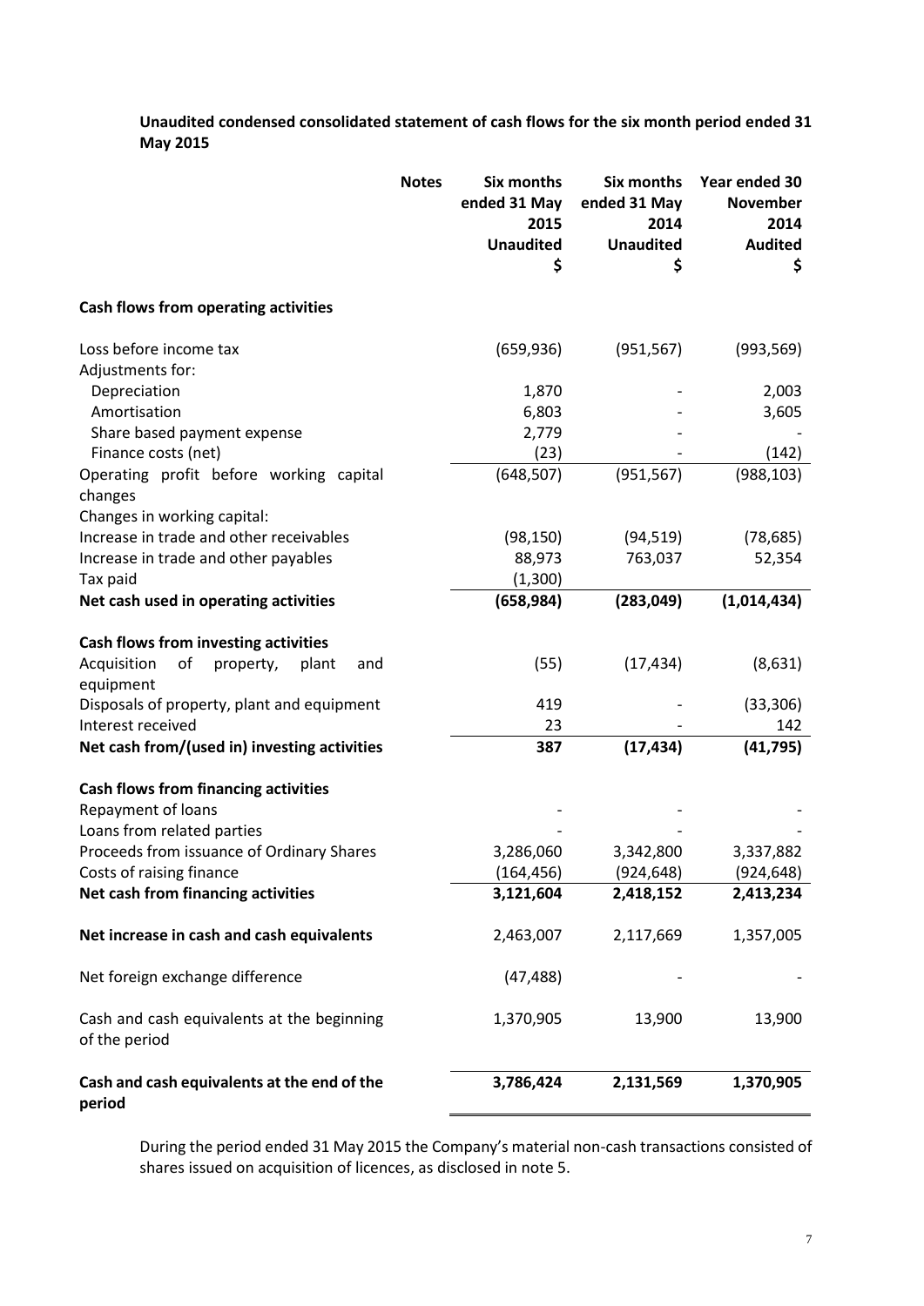**Unaudited condensed consolidated statement of cash flows for the six month period ended 31 May 2015**

| | Notes | Six months ended 31 May 2015 Unaudited $ | Six months ended 31 May 2014 Unaudited $ | Year ended 30 November 2014 Audited $ |
|---|---|---|---|---|
| **Cash flows from operating activities** | | | | |
| Loss before income tax | | (659,936) | (951,567) | (993,569) |
| Adjustments for: | | | | |
| Depreciation | | 1,870 | - | 2,003 |
| Amortisation | | 6,803 | - | 3,605 |
| Share based payment expense | | 2,779 | - | - |
| Finance costs (net) | | (23) | - | (142) |
| Operating profit before working capital changes | | (648,507) | (951,567) | (988,103) |
| Changes in working capital: | | | | |
| Increase in trade and other receivables | | (98,150) | (94,519) | (78,685) |
| Increase in trade and other payables | | 88,973 | 763,037 | 52,354 |
| Tax paid | | (1,300) | | |
| **Net cash used in operating activities** | | **(658,984)** | **(283,049)** | **(1,014,434)** |
| **Cash flows from investing activities** | | | | |
| Acquisition of property, plant and equipment | | (55) | (17,434) | (8,631) |
| Disposals of property, plant and equipment | | 419 | - | (33,306) |
| Interest received | | 23 | - | 142 |
| **Net cash from/(used in) investing activities** | | **387** | **(17,434)** | **(41,795)** |
| **Cash flows from financing activities** | | | | |
| Repayment of loans | | - | - | - |
| Loans from related parties | | - | - | - |
| Proceeds from issuance of Ordinary Shares | | 3,286,060 | 3,342,800 | 3,337,882 |
| Costs of raising finance | | (164,456) | (924,648) | (924,648) |
| **Net cash from financing activities** | | **3,121,604** | **2,418,152** | **2,413,234** |
| **Net increase in cash and cash equivalents** | | 2,463,007 | 2,117,669 | 1,357,005 |
| Net foreign exchange difference | | (47,488) | - | - |
| Cash and cash equivalents at the beginning of the period | | 1,370,905 | 13,900 | 13,900 |
| **Cash and cash equivalents at the end of the period** | | **3,786,424** | **2,131,569** | **1,370,905** |

During the period ended 31 May 2015 the Company's material non-cash transactions consisted of shares issued on acquisition of licences, as disclosed in note 5.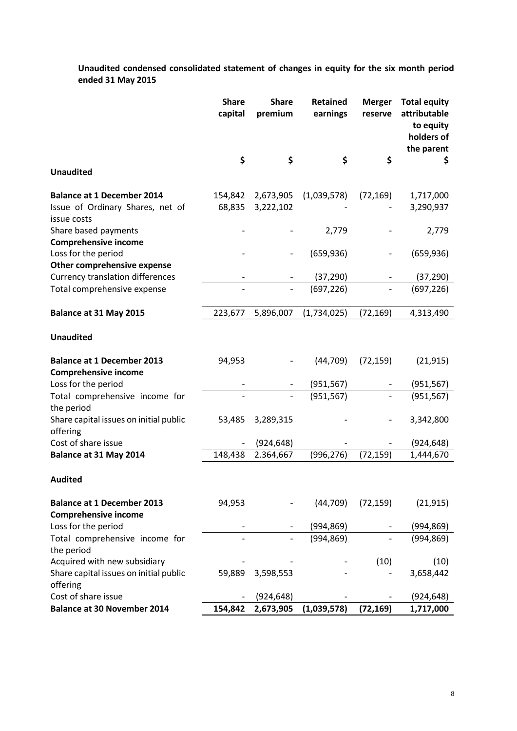**Unaudited condensed consolidated statement of changes in equity for the six month period ended 31 May 2015**

| | Share capital | Share premium | Retained earnings | Merger reserve | Total equity attributable to equity holders of the parent |
|---|---|---|---|---|---|
| | $ | $ | $ | $ | $ |
| **Unaudited** | | | | | |
| **Balance at 1 December 2014** | 154,842 | 2,673,905 | (1,039,578) | (72,169) | 1,717,000 |
| Issue of Ordinary Shares, net of issue costs | 68,835 | 3,222,102 | - | - | 3,290,937 |
| Share based payments | - | - | 2,779 | - | 2,779 |
| **Comprehensive income** | | | | | |
| Loss for the period | - | - | (659,936) | - | (659,936) |
| **Other comprehensive expense** | | | | | |
| Currency translation differences | - | - | (37,290) | - | (37,290) |
| Total comprehensive expense | - | - | (697,226) | - | (697,226) |
| **Balance at 31 May 2015** | 223,677 | 5,896,007 | (1,734,025) | (72,169) | 4,313,490 |
| **Unaudited** | | | | | |
| **Balance at 1 December 2013** | 94,953 | - | (44,709) | (72,159) | (21,915) |
| **Comprehensive income** | | | | | |
| Loss for the period | - | - | (951,567) | - | (951,567) |
| Total comprehensive income for the period | - | - | (951,567) | - | (951,567) |
| Share capital issues on initial public offering | 53,485 | 3,289,315 | | - | 3,342,800 |
| Cost of share issue | - | (924,648) | - | - | (924,648) |
| **Balance at 31 May 2014** | 148,438 | 2.364,667 | (996,276) | (72,159) | 1,444,670 |
| **Audited** | | | | | |
| **Balance at 1 December 2013** | 94,953 | - | (44,709) | (72,159) | (21,915) |
| **Comprehensive income** | | | | | |
| Loss for the period | - | - | (994,869) | - | (994,869) |
| Total comprehensive income for the period | - | - | (994,869) | - | (994,869) |
| Acquired with new subsidiary | - | - | - | (10) | (10) |
| Share capital issues on initial public offering | 59,889 | 3,598,553 | - | - | 3,658,442 |
| Cost of share issue | - | (924,648) | - | - | (924,648) |
| **Balance at 30 November 2014** | **154,842** | **2,673,905** | **(1,039,578)** | **(72,169)** | **1,717,000** |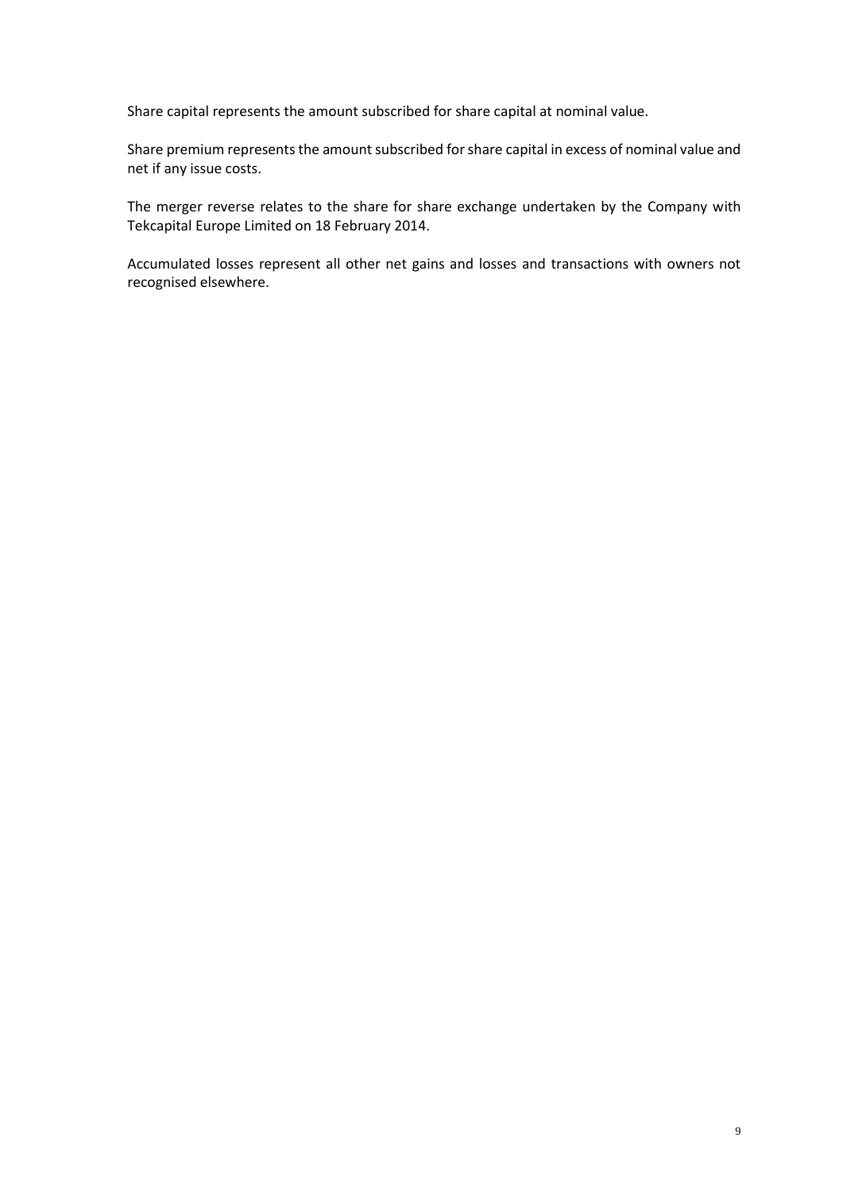Share capital represents the amount subscribed for share capital at nominal value.

Share premium represents the amount subscribed for share capital in excess of nominal value and net if any issue costs.

The merger reverse relates to the share for share exchange undertaken by the Company with Tekcapital Europe Limited on 18 February 2014.

Accumulated losses represent all other net gains and losses and transactions with owners not recognised elsewhere.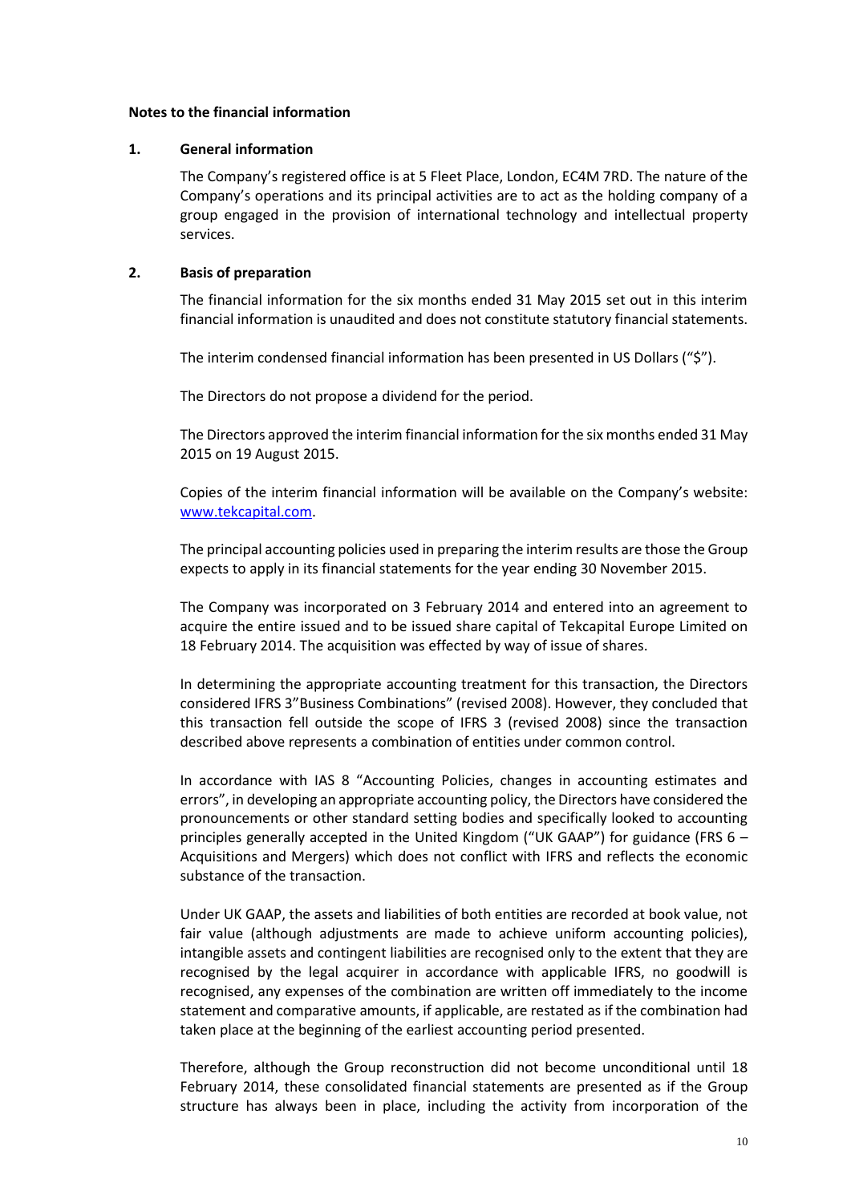**Notes to the financial information**

**1. General information**

The Company's registered office is at 5 Fleet Place, London, EC4M 7RD. The nature of the Company's operations and its principal activities are to act as the holding company of a group engaged in the provision of international technology and intellectual property services.

**2. Basis of preparation**

The financial information for the six months ended 31 May 2015 set out in this interim financial information is unaudited and does not constitute statutory financial statements.

The interim condensed financial information has been presented in US Dollars ("$").

The Directors do not propose a dividend for the period.

The Directors approved the interim financial information for the six months ended 31 May 2015 on 19 August 2015.

Copies of the interim financial information will be available on the Company's website: www.tekcapital.com.

The principal accounting policies used in preparing the interim results are those the Group expects to apply in its financial statements for the year ending 30 November 2015.

The Company was incorporated on 3 February 2014 and entered into an agreement to acquire the entire issued and to be issued share capital of Tekcapital Europe Limited on 18 February 2014. The acquisition was effected by way of issue of shares.

In determining the appropriate accounting treatment for this transaction, the Directors considered IFRS 3"Business Combinations" (revised 2008). However, they concluded that this transaction fell outside the scope of IFRS 3 (revised 2008) since the transaction described above represents a combination of entities under common control.

In accordance with IAS 8 "Accounting Policies, changes in accounting estimates and errors", in developing an appropriate accounting policy, the Directors have considered the pronouncements or other standard setting bodies and specifically looked to accounting principles generally accepted in the United Kingdom ("UK GAAP") for guidance (FRS 6 – Acquisitions and Mergers) which does not conflict with IFRS and reflects the economic substance of the transaction.

Under UK GAAP, the assets and liabilities of both entities are recorded at book value, not fair value (although adjustments are made to achieve uniform accounting policies), intangible assets and contingent liabilities are recognised only to the extent that they are recognised by the legal acquirer in accordance with applicable IFRS, no goodwill is recognised, any expenses of the combination are written off immediately to the income statement and comparative amounts, if applicable, are restated as if the combination had taken place at the beginning of the earliest accounting period presented.

Therefore, although the Group reconstruction did not become unconditional until 18 February 2014, these consolidated financial statements are presented as if the Group structure has always been in place, including the activity from incorporation of the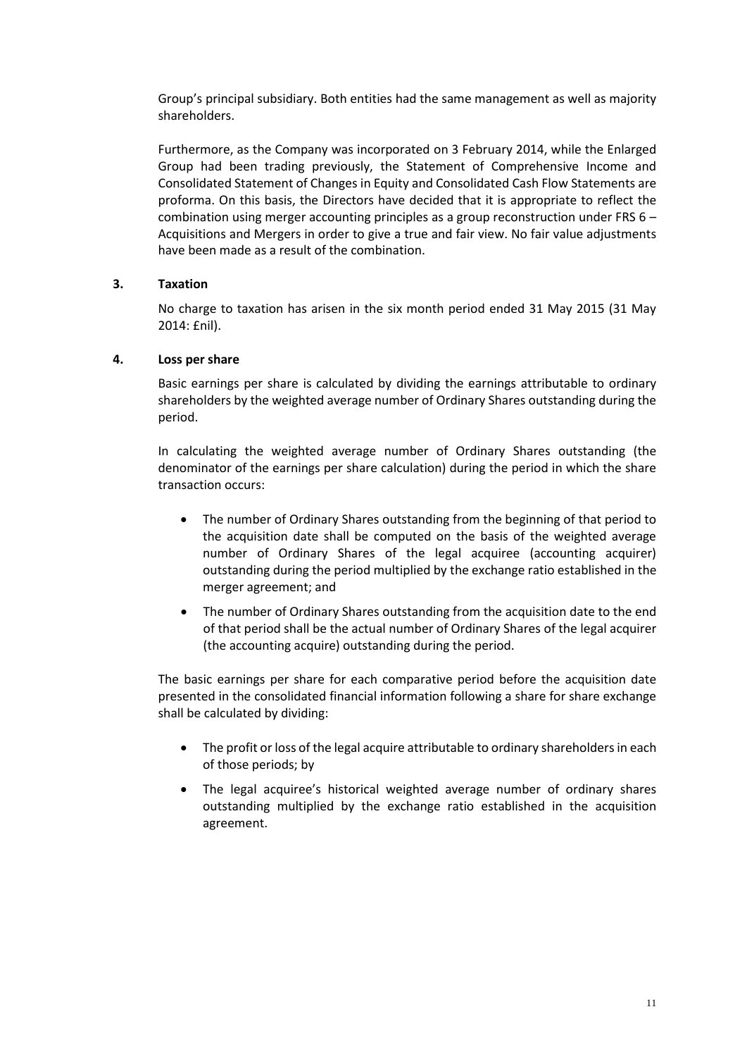Group's principal subsidiary. Both entities had the same management as well as majority shareholders.

Furthermore, as the Company was incorporated on 3 February 2014, while the Enlarged Group had been trading previously, the Statement of Comprehensive Income and Consolidated Statement of Changes in Equity and Consolidated Cash Flow Statements are proforma. On this basis, the Directors have decided that it is appropriate to reflect the combination using merger accounting principles as a group reconstruction under FRS 6 – Acquisitions and Mergers in order to give a true and fair view. No fair value adjustments have been made as a result of the combination.

## 3. Taxation

No charge to taxation has arisen in the six month period ended 31 May 2015 (31 May 2014: £nil).

## 4. Loss per share

Basic earnings per share is calculated by dividing the earnings attributable to ordinary shareholders by the weighted average number of Ordinary Shares outstanding during the period.

In calculating the weighted average number of Ordinary Shares outstanding (the denominator of the earnings per share calculation) during the period in which the share transaction occurs:

- The number of Ordinary Shares outstanding from the beginning of that period to the acquisition date shall be computed on the basis of the weighted average number of Ordinary Shares of the legal acquiree (accounting acquirer) outstanding during the period multiplied by the exchange ratio established in the merger agreement; and
- The number of Ordinary Shares outstanding from the acquisition date to the end of that period shall be the actual number of Ordinary Shares of the legal acquirer (the accounting acquire) outstanding during the period.

The basic earnings per share for each comparative period before the acquisition date presented in the consolidated financial information following a share for share exchange shall be calculated by dividing:

- The profit or loss of the legal acquire attributable to ordinary shareholders in each of those periods; by
- The legal acquiree's historical weighted average number of ordinary shares outstanding multiplied by the exchange ratio established in the acquisition agreement.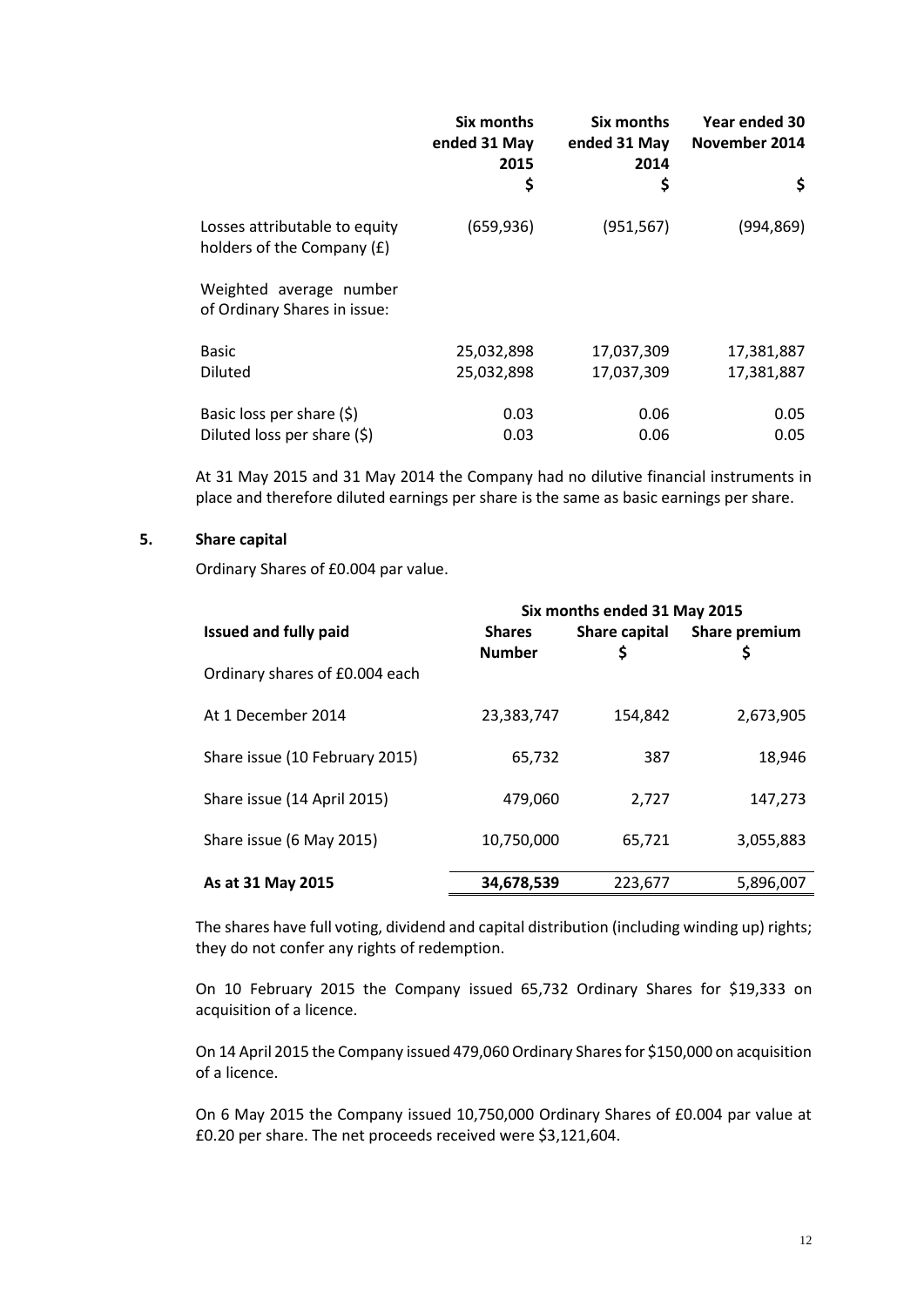| | Six months ended 31 May 2015 | Six months ended 31 May 2014 | Year ended 30 November 2014 |
|---|---|---|---|
| | $ | $ | $ |
| Losses attributable to equity holders of the Company (£) | (659,936) | (951,567) | (994,869) |
| Weighted average number of Ordinary Shares in issue: | | | |
| Basic | 25,032,898 | 17,037,309 | 17,381,887 |
| Diluted | 25,032,898 | 17,037,309 | 17,381,887 |
| Basic loss per share ($) | 0.03 | 0.06 | 0.05 |
| Diluted loss per share ($) | 0.03 | 0.06 | 0.05 |

At 31 May 2015 and 31 May 2014 the Company had no dilutive financial instruments in place and therefore diluted earnings per share is the same as basic earnings per share.

## 5. Share capital

Ordinary Shares of £0.004 par value.

| | Six months ended 31 May 2015 | | |
|---|---|---|---|
| **Issued and fully paid** | **Shares Number** | **Share capital $** | **Share premium $** |
| Ordinary shares of £0.004 each | | | |
| At 1 December 2014 | 23,383,747 | 154,842 | 2,673,905 |
| Share issue (10 February 2015) | 65,732 | 387 | 18,946 |
| Share issue (14 April 2015) | 479,060 | 2,727 | 147,273 |
| Share issue (6 May 2015) | 10,750,000 | 65,721 | 3,055,883 |
| **As at 31 May 2015** | **34,678,539** | 223,677 | 5,896,007 |

The shares have full voting, dividend and capital distribution (including winding up) rights; they do not confer any rights of redemption.

On 10 February 2015 the Company issued 65,732 Ordinary Shares for $19,333 on acquisition of a licence.

On 14 April 2015 the Company issued 479,060 Ordinary Shares for $150,000 on acquisition of a licence.

On 6 May 2015 the Company issued 10,750,000 Ordinary Shares of £0.004 par value at £0.20 per share. The net proceeds received were $3,121,604.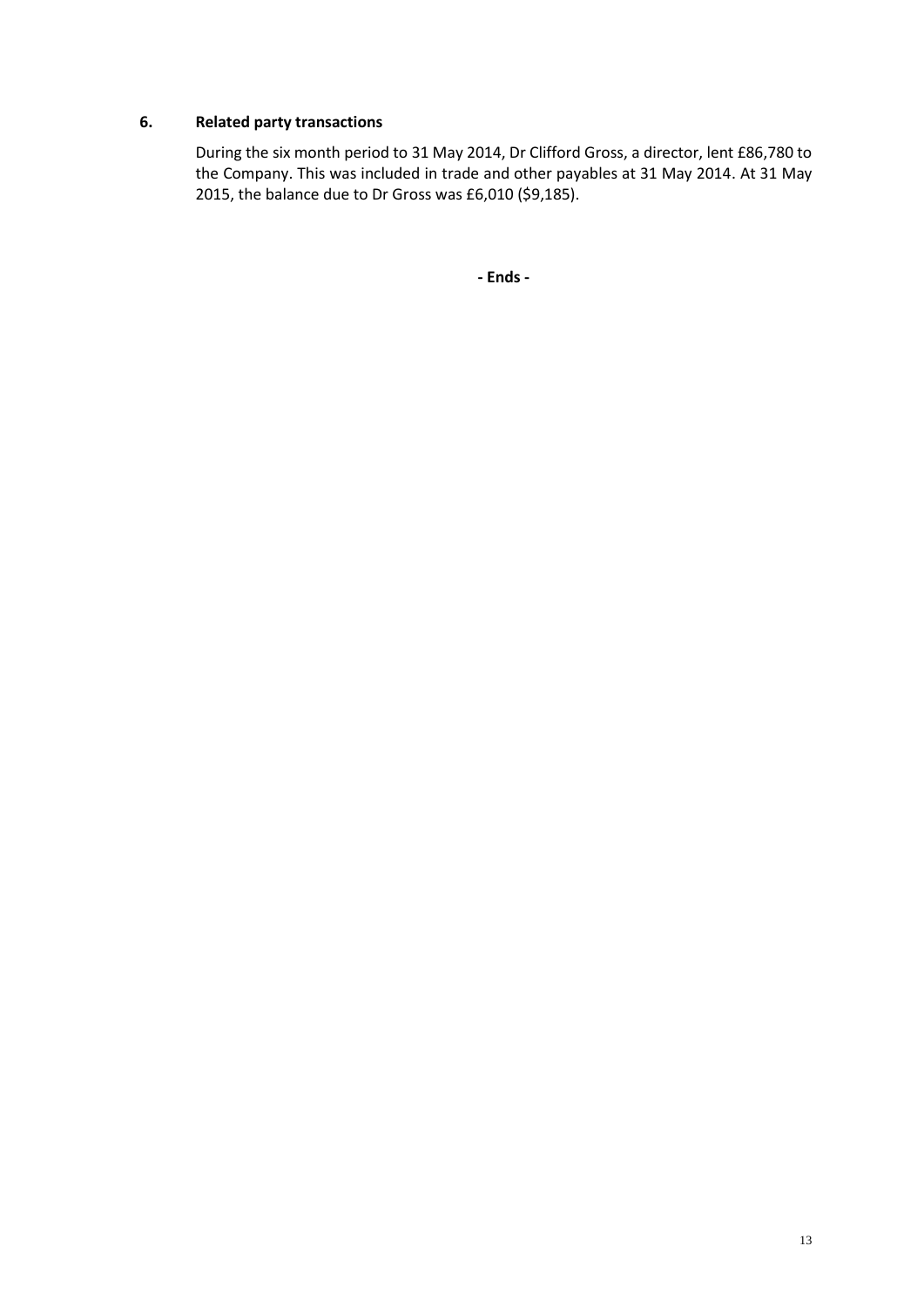## 6. Related party transactions

During the six month period to 31 May 2014, Dr Clifford Gross, a director, lent £86,780 to the Company. This was included in trade and other payables at 31 May 2014. At 31 May 2015, the balance due to Dr Gross was £6,010 ($9,185).

**- Ends -**